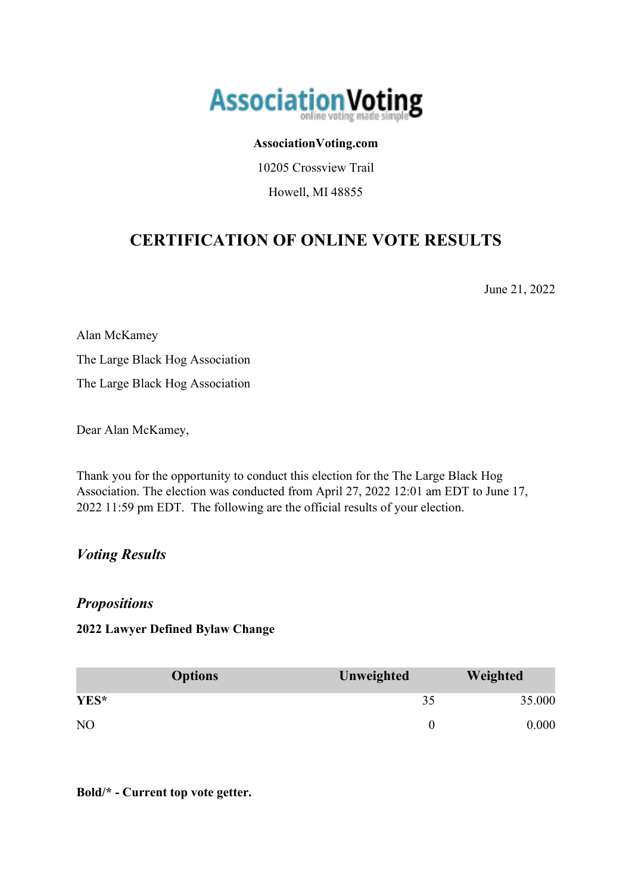**AssociationVoting.com**

10205 Crossview Trail

Howell, MI 48855

# CERTIFICATION OF ONLINE VOTE RESULTS

June 21, 2022

Alan McKamey

The Large Black Hog Association

The Large Black Hog Association

Dear Alan McKamey,

Thank you for the opportunity to conduct this election for the The Large Black Hog Association. The election was conducted from April 27, 2022 12:01 am EDT to June 17, 2022 11:59 pm EDT. The following are the official results of your election.

## *Voting Results*

## *Propositions*

**2022 Lawyer Defined Bylaw Change**

| Options | Unweighted | Weighted |
|---|---|---|
| **YES*** | 35 | 35.000 |
| NO | 0 | 0.000 |

**Bold/* - Current top vote getter.**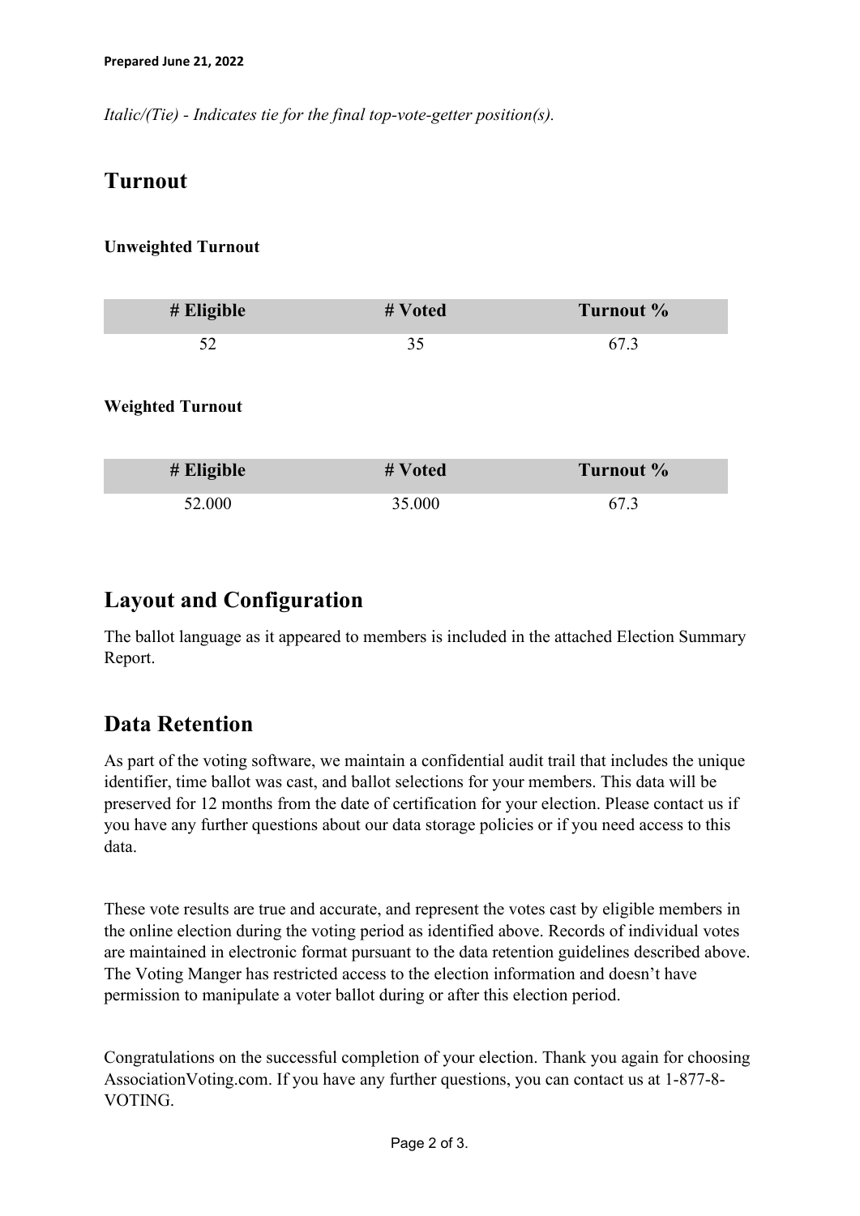**Prepared June 21, 2022**

*Italic/(Tie) - Indicates tie for the final top-vote-getter position(s).*

## Turnout

**Unweighted Turnout**

| # Eligible | # Voted | Turnout % |
|---|---|---|
| 52 | 35 | 67.3 |

**Weighted Turnout**

| # Eligible | # Voted | Turnout % |
|---|---|---|
| 52.000 | 35.000 | 67.3 |

## Layout and Configuration

The ballot language as it appeared to members is included in the attached Election Summary Report.

## Data Retention

As part of the voting software, we maintain a confidential audit trail that includes the unique identifier, time ballot was cast, and ballot selections for your members. This data will be preserved for 12 months from the date of certification for your election. Please contact us if you have any further questions about our data storage policies or if you need access to this data.

These vote results are true and accurate, and represent the votes cast by eligible members in the online election during the voting period as identified above. Records of individual votes are maintained in electronic format pursuant to the data retention guidelines described above. The Voting Manger has restricted access to the election information and doesn't have permission to manipulate a voter ballot during or after this election period.

Congratulations on the successful completion of your election. Thank you again for choosing AssociationVoting.com. If you have any further questions, you can contact us at 1-877-8-VOTING.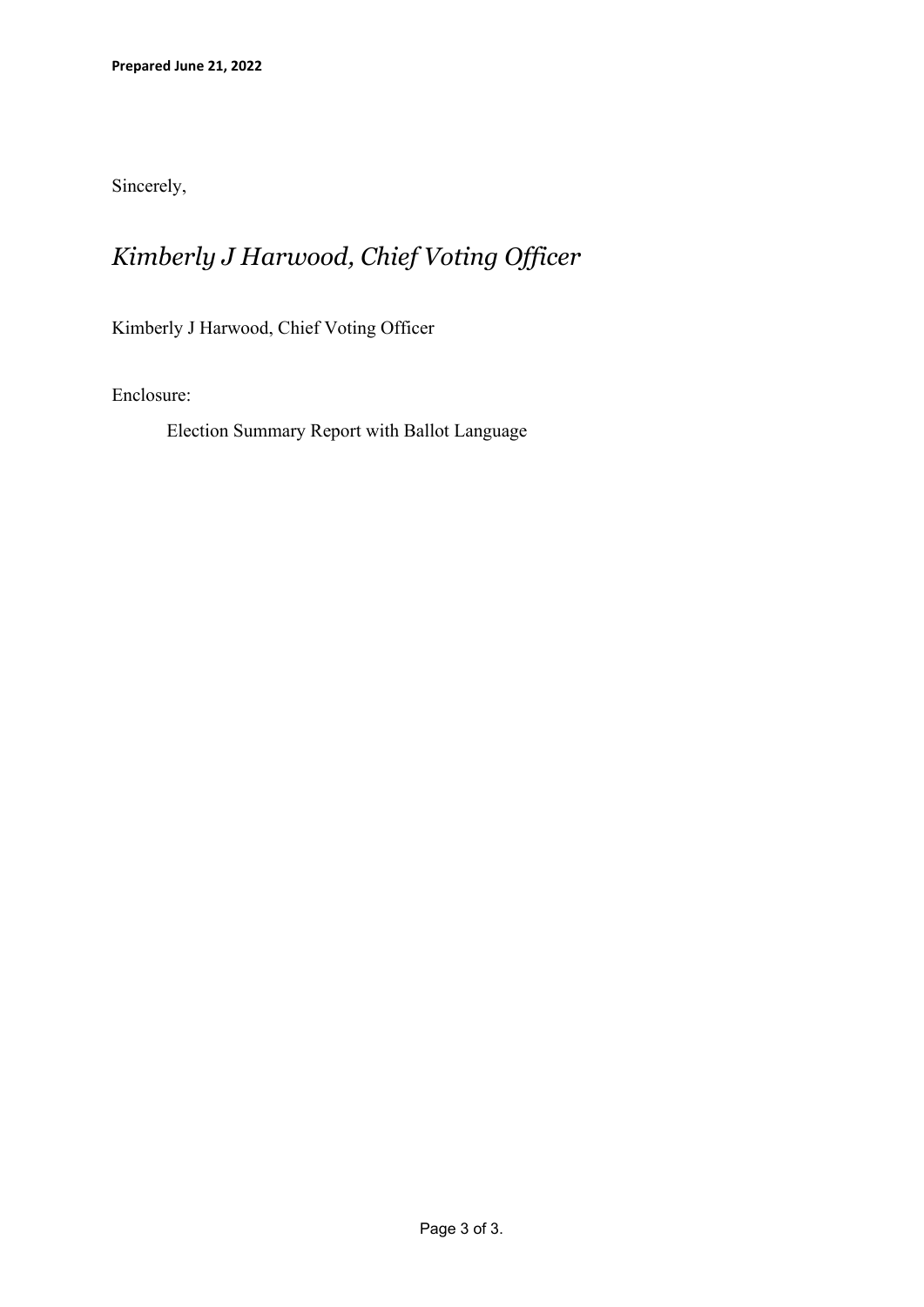Sincerely,

*Kimberly J Harwood, Chief Voting Officer*

Kimberly J Harwood, Chief Voting Officer

Enclosure:

Election Summary Report with Ballot Language